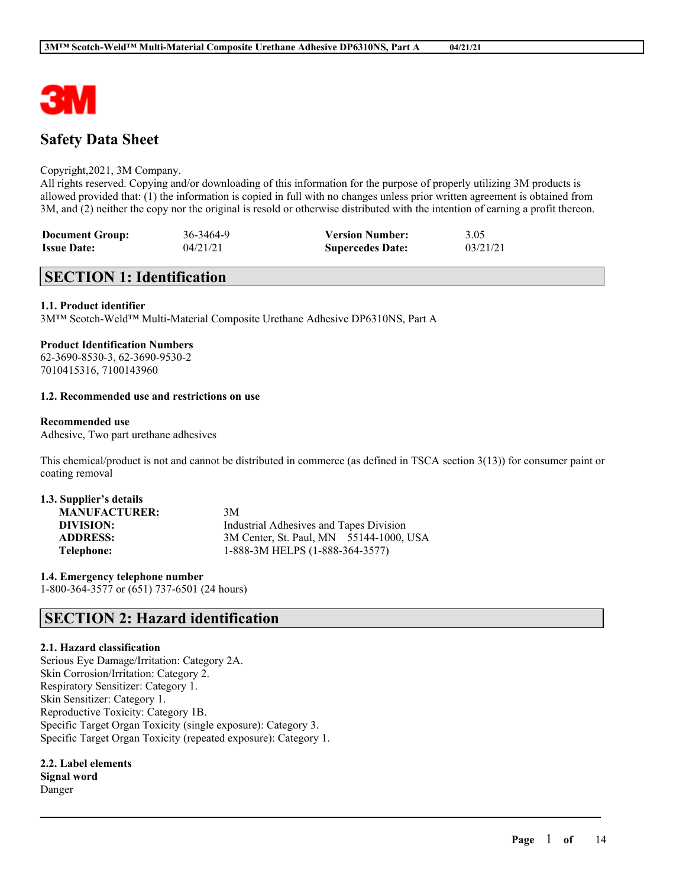# Safety Data Sheet

Copyright,2021, 3M Company.
All rights reserved. Copying and/or downloading of this information for the purpose of properly utilizing 3M products is allowed provided that: (1) the information is copied in full with no changes unless prior written agreement is obtained from 3M, and (2) neither the copy nor the original is resold or otherwise distributed with the intention of earning a profit thereon.

| **Document Group:** | 36-3464-9 | **Version Number:** | 3.05 |
|---|---|---|---|
| **Issue Date:** | 04/21/21 | **Supercedes Date:** | 03/21/21 |

## SECTION 1: Identification

### 1.1. Product identifier

3M™ Scotch-Weld™ Multi-Material Composite Urethane Adhesive DP6310NS, Part A

**Product Identification Numbers**
62-3690-8530-3, 62-3690-9530-2
7010415316, 7100143960

### 1.2. Recommended use and restrictions on use

**Recommended use**
Adhesive, Two part urethane adhesives

This chemical/product is not and cannot be distributed in commerce (as defined in TSCA section 3(13)) for consumer paint or coating removal

### 1.3. Supplier's details

| | |
|---|---|
| **MANUFACTURER:** | 3M |
| **DIVISION:** | Industrial Adhesives and Tapes Division |
| **ADDRESS:** | 3M Center, St. Paul, MN 55144-1000, USA |
| **Telephone:** | 1-888-3M HELPS (1-888-364-3577) |

### 1.4. Emergency telephone number

1-800-364-3577 or (651) 737-6501 (24 hours)

## SECTION 2: Hazard identification

### 2.1. Hazard classification

Serious Eye Damage/Irritation: Category 2A.
Skin Corrosion/Irritation: Category 2.
Respiratory Sensitizer: Category 1.
Skin Sensitizer: Category 1.
Reproductive Toxicity: Category 1B.
Specific Target Organ Toxicity (single exposure): Category 3.
Specific Target Organ Toxicity (repeated exposure): Category 1.

### 2.2. Label elements

**Signal word**
Danger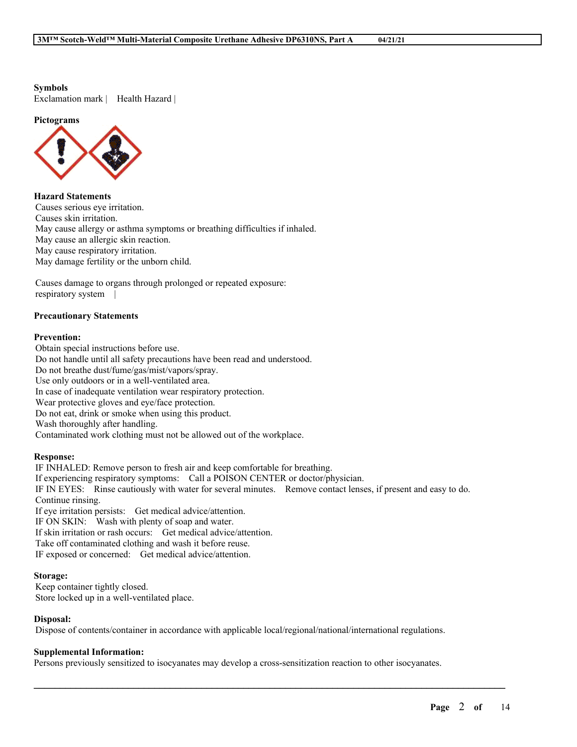**Symbols**

Exclamation mark | Health Hazard |

**Pictograms**

**Hazard Statements**

Causes serious eye irritation.
Causes skin irritation.
May cause allergy or asthma symptoms or breathing difficulties if inhaled.
May cause an allergic skin reaction.
May cause respiratory irritation.
May damage fertility or the unborn child.

Causes damage to organs through prolonged or repeated exposure:
respiratory system |

**Precautionary Statements**

**Prevention:**

Obtain special instructions before use.
Do not handle until all safety precautions have been read and understood.
Do not breathe dust/fume/gas/mist/vapors/spray.
Use only outdoors or in a well-ventilated area.
In case of inadequate ventilation wear respiratory protection.
Wear protective gloves and eye/face protection.
Do not eat, drink or smoke when using this product.
Wash thoroughly after handling.
Contaminated work clothing must not be allowed out of the workplace.

**Response:**

IF INHALED: Remove person to fresh air and keep comfortable for breathing.
If experiencing respiratory symptoms: Call a POISON CENTER or doctor/physician.
IF IN EYES: Rinse cautiously with water for several minutes. Remove contact lenses, if present and easy to do. Continue rinsing.
If eye irritation persists: Get medical advice/attention.
IF ON SKIN: Wash with plenty of soap and water.
If skin irritation or rash occurs: Get medical advice/attention.
Take off contaminated clothing and wash it before reuse.
IF exposed or concerned: Get medical advice/attention.

**Storage:**

Keep container tightly closed.
Store locked up in a well-ventilated place.

**Disposal:**

Dispose of contents/container in accordance with applicable local/regional/national/international regulations.

**Supplemental Information:**

Persons previously sensitized to isocyanates may develop a cross-sensitization reaction to other isocyanates.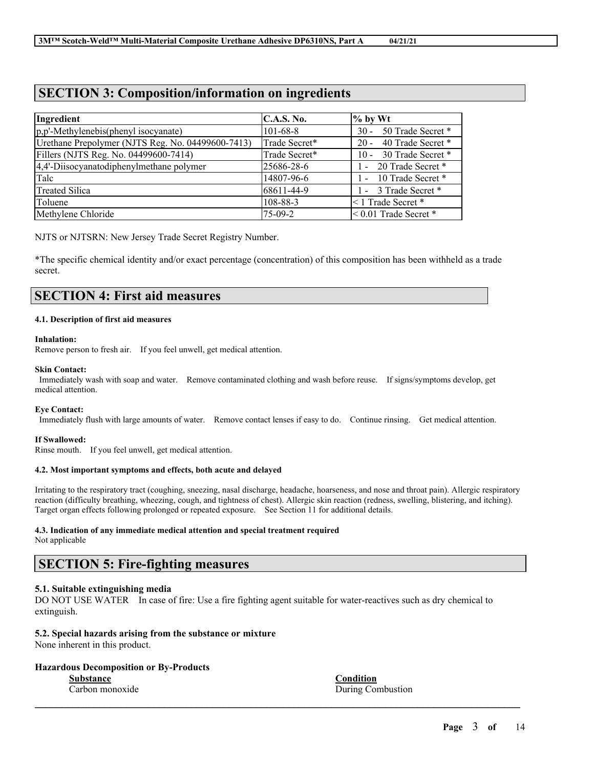## SECTION 3: Composition/information on ingredients

| Ingredient | C.A.S. No. | % by Wt |
| --- | --- | --- |
| p,p'-Methylenebis(phenyl isocyanate) | 101-68-8 | 30 - 50 Trade Secret * |
| Urethane Prepolymer (NJTS Reg. No. 04499600-7413) | Trade Secret* | 20 - 40 Trade Secret * |
| Fillers (NJTS Reg. No. 04499600-7414) | Trade Secret* | 10 - 30 Trade Secret * |
| 4,4'-Diisocyanatodiphenylmethane polymer | 25686-28-6 | 1 - 20 Trade Secret * |
| Talc | 14807-96-6 | 1 - 10 Trade Secret * |
| Treated Silica | 68611-44-9 | 1 - 3 Trade Secret * |
| Toluene | 108-88-3 | < 1 Trade Secret * |
| Methylene Chloride | 75-09-2 | < 0.01 Trade Secret * |

NJTS or NJTSRN: New Jersey Trade Secret Registry Number.

*The specific chemical identity and/or exact percentage (concentration) of this composition has been withheld as a trade secret.

## SECTION 4: First aid measures

#### 4.1. Description of first aid measures

**Inhalation:**
Remove person to fresh air. If you feel unwell, get medical attention.

**Skin Contact:**
Immediately wash with soap and water. Remove contaminated clothing and wash before reuse. If signs/symptoms develop, get medical attention.

**Eye Contact:**
Immediately flush with large amounts of water. Remove contact lenses if easy to do. Continue rinsing. Get medical attention.

**If Swallowed:**
Rinse mouth. If you feel unwell, get medical attention.

#### 4.2. Most important symptoms and effects, both acute and delayed

Irritating to the respiratory tract (coughing, sneezing, nasal discharge, headache, hoarseness, and nose and throat pain). Allergic respiratory reaction (difficulty breathing, wheezing, cough, and tightness of chest). Allergic skin reaction (redness, swelling, blistering, and itching). Target organ effects following prolonged or repeated exposure. See Section 11 for additional details.

#### 4.3. Indication of any immediate medical attention and special treatment required

Not applicable

## SECTION 5: Fire-fighting measures

### 5.1. Suitable extinguishing media

DO NOT USE WATER In case of fire: Use a fire fighting agent suitable for water-reactives such as dry chemical to extinguish.

### 5.2. Special hazards arising from the substance or mixture

None inherent in this product.

**Hazardous Decomposition or By-Products**

| Substance | Condition |
| --- | --- |
| Carbon monoxide | During Combustion |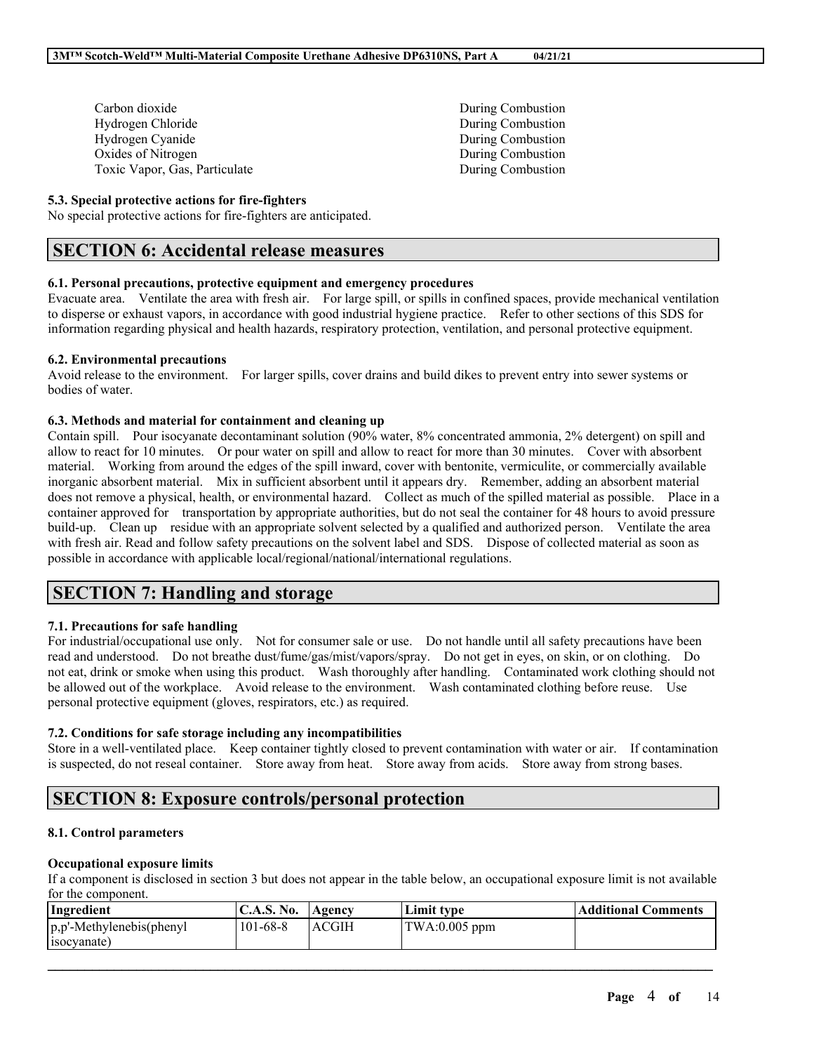| | |
|---|---|
| Carbon dioxide | During Combustion |
| Hydrogen Chloride | During Combustion |
| Hydrogen Cyanide | During Combustion |
| Oxides of Nitrogen | During Combustion |
| Toxic Vapor, Gas, Particulate | During Combustion |

**5.3. Special protective actions for fire-fighters**

No special protective actions for fire-fighters are anticipated.

## SECTION 6: Accidental release measures

**6.1. Personal precautions, protective equipment and emergency procedures**

Evacuate area. Ventilate the area with fresh air. For large spill, or spills in confined spaces, provide mechanical ventilation to disperse or exhaust vapors, in accordance with good industrial hygiene practice. Refer to other sections of this SDS for information regarding physical and health hazards, respiratory protection, ventilation, and personal protective equipment.

**6.2. Environmental precautions**

Avoid release to the environment. For larger spills, cover drains and build dikes to prevent entry into sewer systems or bodies of water.

**6.3. Methods and material for containment and cleaning up**

Contain spill. Pour isocyanate decontaminant solution (90% water, 8% concentrated ammonia, 2% detergent) on spill and allow to react for 10 minutes. Or pour water on spill and allow to react for more than 30 minutes. Cover with absorbent material. Working from around the edges of the spill inward, cover with bentonite, vermiculite, or commercially available inorganic absorbent material. Mix in sufficient absorbent until it appears dry. Remember, adding an absorbent material does not remove a physical, health, or environmental hazard. Collect as much of the spilled material as possible. Place in a container approved for transportation by appropriate authorities, but do not seal the container for 48 hours to avoid pressure build-up. Clean up residue with an appropriate solvent selected by a qualified and authorized person. Ventilate the area with fresh air. Read and follow safety precautions on the solvent label and SDS. Dispose of collected material as soon as possible in accordance with applicable local/regional/national/international regulations.

## SECTION 7: Handling and storage

**7.1. Precautions for safe handling**

For industrial/occupational use only. Not for consumer sale or use. Do not handle until all safety precautions have been read and understood. Do not breathe dust/fume/gas/mist/vapors/spray. Do not get in eyes, on skin, or on clothing. Do not eat, drink or smoke when using this product. Wash thoroughly after handling. Contaminated work clothing should not be allowed out of the workplace. Avoid release to the environment. Wash contaminated clothing before reuse. Use personal protective equipment (gloves, respirators, etc.) as required.

**7.2. Conditions for safe storage including any incompatibilities**

Store in a well-ventilated place. Keep container tightly closed to prevent contamination with water or air. If contamination is suspected, do not reseal container. Store away from heat. Store away from acids. Store away from strong bases.

## SECTION 8: Exposure controls/personal protection

**8.1. Control parameters**

**Occupational exposure limits**

If a component is disclosed in section 3 but does not appear in the table below, an occupational exposure limit is not available for the component.

| Ingredient | C.A.S. No. | Agency | Limit type | Additional Comments |
|---|---|---|---|---|
| p,p'-Methylenebis(phenyl isocyanate) | 101-68-8 | ACGIH | TWA:0.005 ppm | |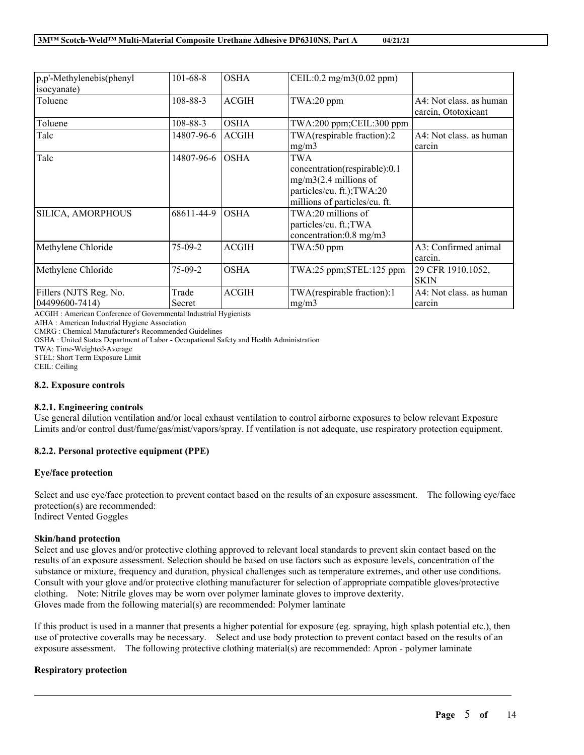| | | | | |
|---|---|---|---|---|
| p,p'-Methylenebis(phenyl isocyanate) | 101-68-8 | OSHA | CEIL:0.2 mg/m3(0.02 ppm) | |
| Toluene | 108-88-3 | ACGIH | TWA:20 ppm | A4: Not class. as human carcin, Ototoxicant |
| Toluene | 108-88-3 | OSHA | TWA:200 ppm;CEIL:300 ppm | |
| Talc | 14807-96-6 | ACGIH | TWA(respirable fraction):2 mg/m3 | A4: Not class. as human carcin |
| Talc | 14807-96-6 | OSHA | TWA concentration(respirable):0.1 mg/m3(2.4 millions of particles/cu. ft.);TWA:20 millions of particles/cu. ft. | |
| SILICA, AMORPHOUS | 68611-44-9 | OSHA | TWA:20 millions of particles/cu. ft.;TWA concentration:0.8 mg/m3 | |
| Methylene Chloride | 75-09-2 | ACGIH | TWA:50 ppm | A3: Confirmed animal carcin. |
| Methylene Chloride | 75-09-2 | OSHA | TWA:25 ppm;STEL:125 ppm | 29 CFR 1910.1052, SKIN |
| Fillers (NJTS Reg. No. 04499600-7414) | Trade Secret | ACGIH | TWA(respirable fraction):1 mg/m3 | A4: Not class. as human carcin |

ACGIH : American Conference of Governmental Industrial Hygienists
AIHA : American Industrial Hygiene Association
CMRG : Chemical Manufacturer's Recommended Guidelines
OSHA : United States Department of Labor - Occupational Safety and Health Administration
TWA: Time-Weighted-Average
STEL: Short Term Exposure Limit
CEIL: Ceiling

### 8.2. Exposure controls

#### 8.2.1. Engineering controls

Use general dilution ventilation and/or local exhaust ventilation to control airborne exposures to below relevant Exposure Limits and/or control dust/fume/gas/mist/vapors/spray. If ventilation is not adequate, use respiratory protection equipment.

#### 8.2.2. Personal protective equipment (PPE)

**Eye/face protection**

Select and use eye/face protection to prevent contact based on the results of an exposure assessment. The following eye/face protection(s) are recommended:
Indirect Vented Goggles

**Skin/hand protection**

Select and use gloves and/or protective clothing approved to relevant local standards to prevent skin contact based on the results of an exposure assessment. Selection should be based on use factors such as exposure levels, concentration of the substance or mixture, frequency and duration, physical challenges such as temperature extremes, and other use conditions. Consult with your glove and/or protective clothing manufacturer for selection of appropriate compatible gloves/protective clothing. Note: Nitrile gloves may be worn over polymer laminate gloves to improve dexterity.
Gloves made from the following material(s) are recommended: Polymer laminate

If this product is used in a manner that presents a higher potential for exposure (eg. spraying, high splash potential etc.), then use of protective coveralls may be necessary. Select and use body protection to prevent contact based on the results of an exposure assessment. The following protective clothing material(s) are recommended: Apron - polymer laminate

**Respiratory protection**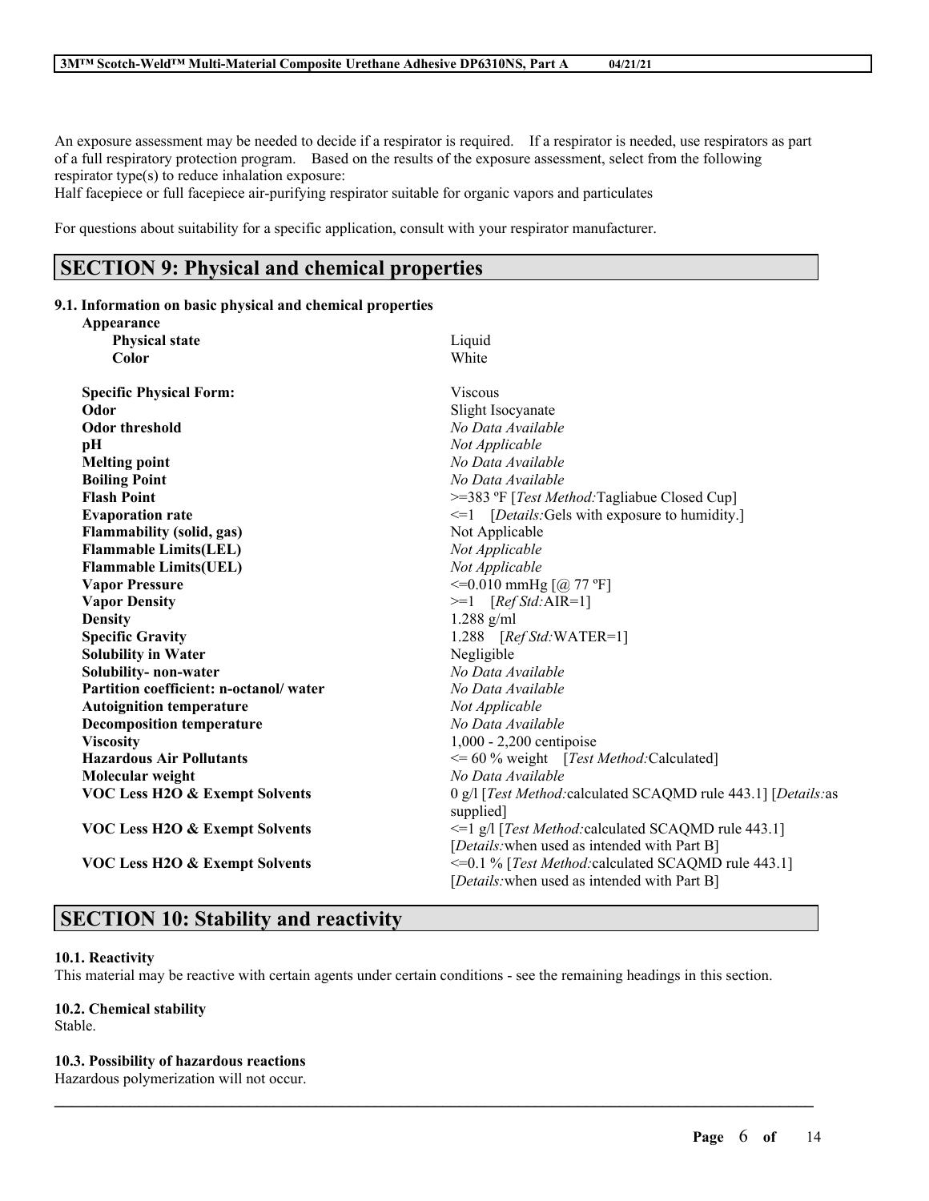An exposure assessment may be needed to decide if a respirator is required. If a respirator is needed, use respirators as part of a full respiratory protection program. Based on the results of the exposure assessment, select from the following respirator type(s) to reduce inhalation exposure:
Half facepiece or full facepiece air-purifying respirator suitable for organic vapors and particulates

For questions about suitability for a specific application, consult with your respirator manufacturer.

## SECTION 9: Physical and chemical properties

### 9.1. Information on basic physical and chemical properties

| | |
|---|---|
| **Appearance** | |
| **Physical state** | Liquid |
| **Color** | White |
| **Specific Physical Form:** | Viscous |
| **Odor** | Slight Isocyanate |
| **Odor threshold** | *No Data Available* |
| **pH** | *Not Applicable* |
| **Melting point** | *No Data Available* |
| **Boiling Point** | *No Data Available* |
| **Flash Point** | >=383 ºF [*Test Method:*Tagliabue Closed Cup] |
| **Evaporation rate** | <=1 [*Details:*Gels with exposure to humidity.] |
| **Flammability (solid, gas)** | Not Applicable |
| **Flammable Limits(LEL)** | *Not Applicable* |
| **Flammable Limits(UEL)** | *Not Applicable* |
| **Vapor Pressure** | <=0.010 mmHg [@ 77 ºF] |
| **Vapor Density** | >=1 [*Ref Std:*AIR=1] |
| **Density** | 1.288 g/ml |
| **Specific Gravity** | 1.288 [*Ref Std:*WATER=1] |
| **Solubility in Water** | Negligible |
| **Solubility- non-water** | *No Data Available* |
| **Partition coefficient: n-octanol/ water** | *No Data Available* |
| **Autoignition temperature** | *Not Applicable* |
| **Decomposition temperature** | *No Data Available* |
| **Viscosity** | 1,000 - 2,200 centipoise |
| **Hazardous Air Pollutants** | <= 60 % weight [*Test Method:*Calculated] |
| **Molecular weight** | *No Data Available* |
| **VOC Less H2O & Exempt Solvents** | 0 g/l [*Test Method:*calculated SCAQMD rule 443.1] [*Details:*as supplied] |
| **VOC Less H2O & Exempt Solvents** | <=1 g/l [*Test Method:*calculated SCAQMD rule 443.1] [*Details:*when used as intended with Part B] |
| **VOC Less H2O & Exempt Solvents** | <=0.1 % [*Test Method:*calculated SCAQMD rule 443.1] [*Details:*when used as intended with Part B] |

## SECTION 10: Stability and reactivity

### 10.1. Reactivity

This material may be reactive with certain agents under certain conditions - see the remaining headings in this section.

### 10.2. Chemical stability

Stable.

### 10.3. Possibility of hazardous reactions

Hazardous polymerization will not occur.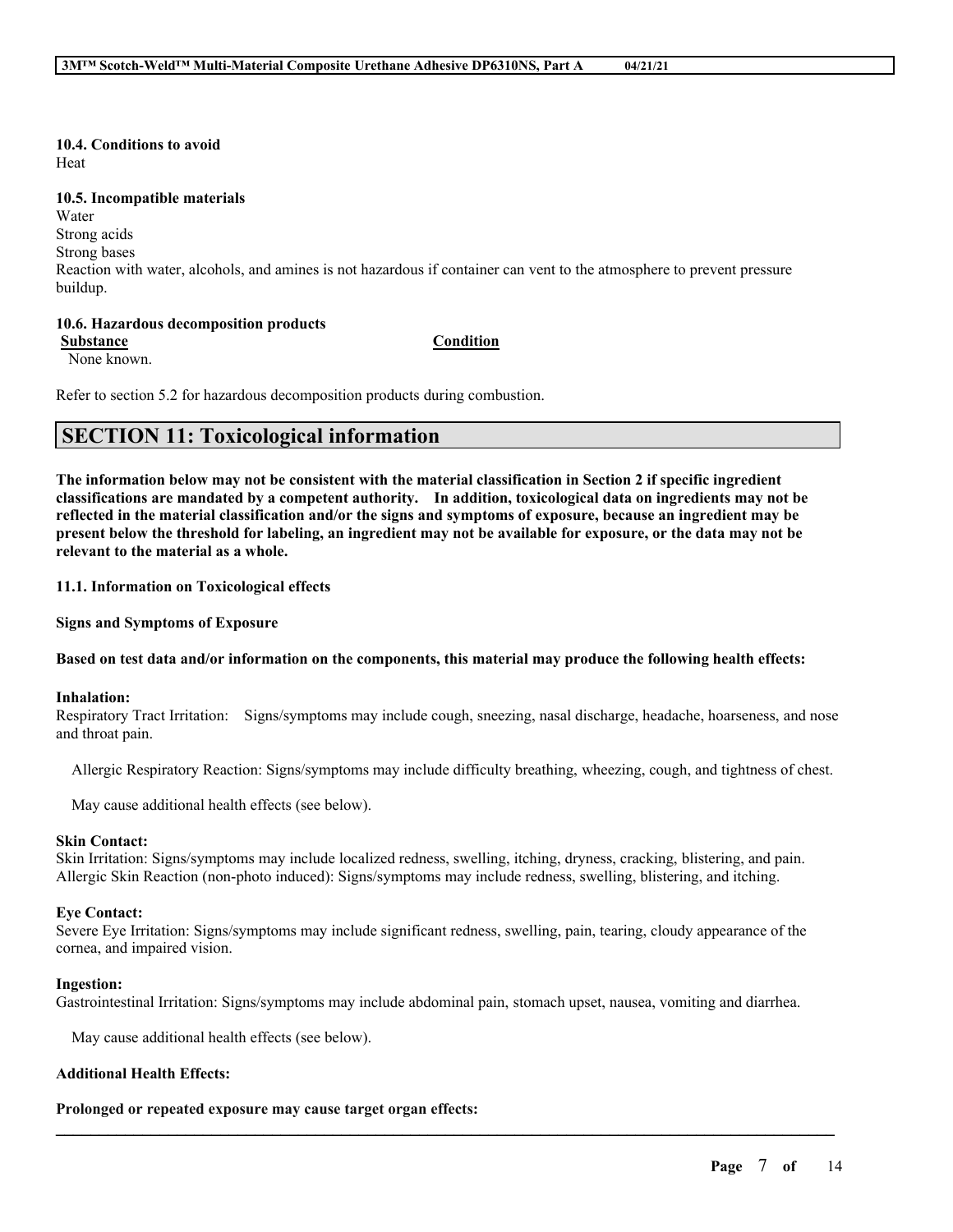**10.4. Conditions to avoid**

Heat

**10.5. Incompatible materials**

Water
Strong acids
Strong bases
Reaction with water, alcohols, and amines is not hazardous if container can vent to the atmosphere to prevent pressure buildup.

**10.6. Hazardous decomposition products**

| Substance | Condition |
| --- | --- |
| None known. | |

Refer to section 5.2 for hazardous decomposition products during combustion.

## SECTION 11: Toxicological information

**The information below may not be consistent with the material classification in Section 2 if specific ingredient classifications are mandated by a competent authority. In addition, toxicological data on ingredients may not be reflected in the material classification and/or the signs and symptoms of exposure, because an ingredient may be present below the threshold for labeling, an ingredient may not be available for exposure, or the data may not be relevant to the material as a whole.**

**11.1. Information on Toxicological effects**

**Signs and Symptoms of Exposure**

**Based on test data and/or information on the components, this material may produce the following health effects:**

**Inhalation:**

Respiratory Tract Irritation: Signs/symptoms may include cough, sneezing, nasal discharge, headache, hoarseness, and nose and throat pain.

Allergic Respiratory Reaction: Signs/symptoms may include difficulty breathing, wheezing, cough, and tightness of chest.

May cause additional health effects (see below).

**Skin Contact:**

Skin Irritation: Signs/symptoms may include localized redness, swelling, itching, dryness, cracking, blistering, and pain.
Allergic Skin Reaction (non-photo induced): Signs/symptoms may include redness, swelling, blistering, and itching.

**Eye Contact:**

Severe Eye Irritation: Signs/symptoms may include significant redness, swelling, pain, tearing, cloudy appearance of the cornea, and impaired vision.

**Ingestion:**

Gastrointestinal Irritation: Signs/symptoms may include abdominal pain, stomach upset, nausea, vomiting and diarrhea.

May cause additional health effects (see below).

**Additional Health Effects:**

**Prolonged or repeated exposure may cause target organ effects:**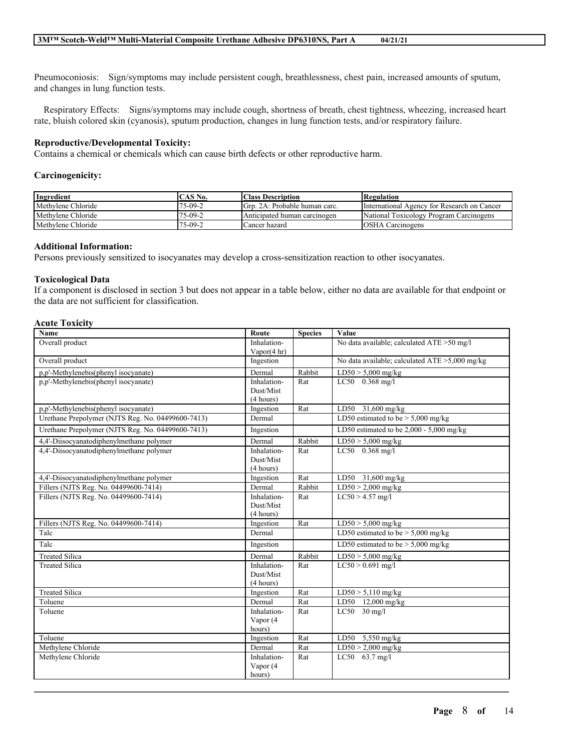Pneumoconiosis: Sign/symptoms may include persistent cough, breathlessness, chest pain, increased amounts of sputum, and changes in lung function tests.

Respiratory Effects: Signs/symptoms may include cough, shortness of breath, chest tightness, wheezing, increased heart rate, bluish colored skin (cyanosis), sputum production, changes in lung function tests, and/or respiratory failure.

**Reproductive/Developmental Toxicity:**

Contains a chemical or chemicals which can cause birth defects or other reproductive harm.

**Carcinogenicity:**

| Ingredient | CAS No. | Class Description | Regulation |
|---|---|---|---|
| Methylene Chloride | 75-09-2 | Grp. 2A: Probable human carc. | International Agency for Research on Cancer |
| Methylene Chloride | 75-09-2 | Anticipated human carcinogen | National Toxicology Program Carcinogens |
| Methylene Chloride | 75-09-2 | Cancer hazard | OSHA Carcinogens |

**Additional Information:**

Persons previously sensitized to isocyanates may develop a cross-sensitization reaction to other isocyanates.

**Toxicological Data**

If a component is disclosed in section 3 but does not appear in a table below, either no data are available for that endpoint or the data are not sufficient for classification.

**Acute Toxicity**

| Name | Route | Species | Value |
|---|---|---|---|
| Overall product | Inhalation-Vapor(4 hr) | | No data available; calculated ATE >50 mg/l |
| Overall product | Ingestion | | No data available; calculated ATE >5,000 mg/kg |
| p,p'-Methylenebis(phenyl isocyanate) | Dermal | Rabbit | LD50 > 5,000 mg/kg |
| p,p'-Methylenebis(phenyl isocyanate) | Inhalation-Dust/Mist (4 hours) | Rat | LC50 0.368 mg/l |
| p,p'-Methylenebis(phenyl isocyanate) | Ingestion | Rat | LD50 31,600 mg/kg |
| Urethane Prepolymer (NJTS Reg. No. 04499600-7413) | Dermal | | LD50 estimated to be > 5,000 mg/kg |
| Urethane Prepolymer (NJTS Reg. No. 04499600-7413) | Ingestion | | LD50 estimated to be 2,000 - 5,000 mg/kg |
| 4,4'-Diisocyanatodiphenylmethane polymer | Dermal | Rabbit | LD50 > 5,000 mg/kg |
| 4,4'-Diisocyanatodiphenylmethane polymer | Inhalation-Dust/Mist (4 hours) | Rat | LC50 0.368 mg/l |
| 4,4'-Diisocyanatodiphenylmethane polymer | Ingestion | Rat | LD50 31,600 mg/kg |
| Fillers (NJTS Reg. No. 04499600-7414) | Dermal | Rabbit | LD50 > 2,000 mg/kg |
| Fillers (NJTS Reg. No. 04499600-7414) | Inhalation-Dust/Mist (4 hours) | Rat | LC50 > 4.57 mg/l |
| Fillers (NJTS Reg. No. 04499600-7414) | Ingestion | Rat | LD50 > 5,000 mg/kg |
| Talc | Dermal | | LD50 estimated to be > 5,000 mg/kg |
| Talc | Ingestion | | LD50 estimated to be > 5,000 mg/kg |
| Treated Silica | Dermal | Rabbit | LD50 > 5,000 mg/kg |
| Treated Silica | Inhalation-Dust/Mist (4 hours) | Rat | LC50 > 0.691 mg/l |
| Treated Silica | Ingestion | Rat | LD50 > 5,110 mg/kg |
| Toluene | Dermal | Rat | LD50 12,000 mg/kg |
| Toluene | Inhalation-Vapor (4 hours) | Rat | LC50 30 mg/l |
| Toluene | Ingestion | Rat | LD50 5,550 mg/kg |
| Methylene Chloride | Dermal | Rat | LD50 > 2,000 mg/kg |
| Methylene Chloride | Inhalation-Vapor (4 hours) | Rat | LC50 63.7 mg/l |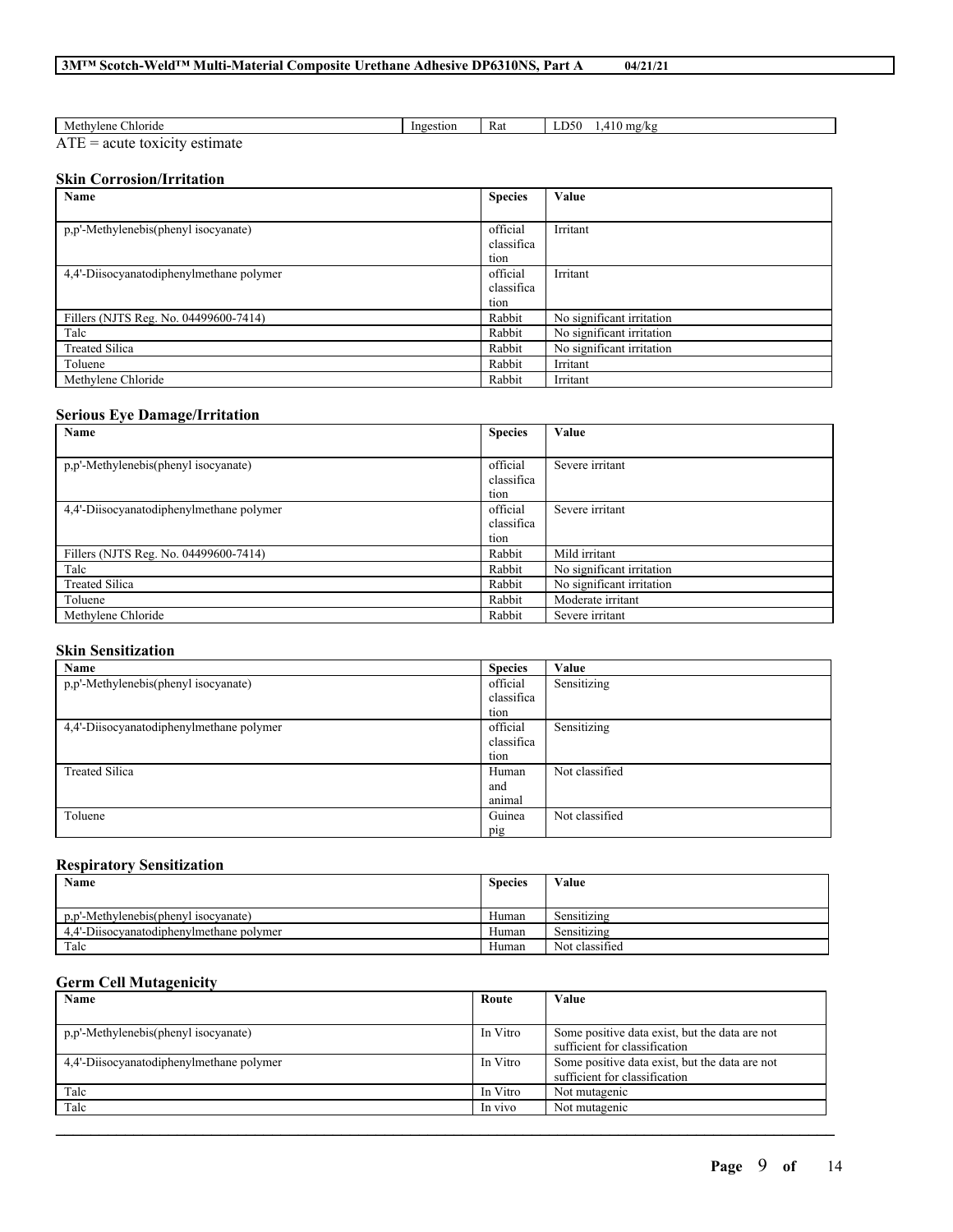| Methylene Chloride | Ingestion | Rat | LD50 1,410 mg/kg |
|---|---|---|---|

ATE = acute toxicity estimate

### Skin Corrosion/Irritation

| Name | Species | Value |
|---|---|---|
| p,p'-Methylenebis(phenyl isocyanate) | official classification | Irritant |
| 4,4'-Diisocyanatodiphenylmethane polymer | official classification | Irritant |
| Fillers (NJTS Reg. No. 04499600-7414) | Rabbit | No significant irritation |
| Talc | Rabbit | No significant irritation |
| Treated Silica | Rabbit | No significant irritation |
| Toluene | Rabbit | Irritant |
| Methylene Chloride | Rabbit | Irritant |

### Serious Eye Damage/Irritation

| Name | Species | Value |
|---|---|---|
| p,p'-Methylenebis(phenyl isocyanate) | official classification | Severe irritant |
| 4,4'-Diisocyanatodiphenylmethane polymer | official classification | Severe irritant |
| Fillers (NJTS Reg. No. 04499600-7414) | Rabbit | Mild irritant |
| Talc | Rabbit | No significant irritation |
| Treated Silica | Rabbit | No significant irritation |
| Toluene | Rabbit | Moderate irritant |
| Methylene Chloride | Rabbit | Severe irritant |

### Skin Sensitization

| Name | Species | Value |
|---|---|---|
| p,p'-Methylenebis(phenyl isocyanate) | official classification | Sensitizing |
| 4,4'-Diisocyanatodiphenylmethane polymer | official classification | Sensitizing |
| Treated Silica | Human and animal | Not classified |
| Toluene | Guinea pig | Not classified |

### Respiratory Sensitization

| Name | Species | Value |
|---|---|---|
| p,p'-Methylenebis(phenyl isocyanate) | Human | Sensitizing |
| 4,4'-Diisocyanatodiphenylmethane polymer | Human | Sensitizing |
| Talc | Human | Not classified |

### Germ Cell Mutagenicity

| Name | Route | Value |
|---|---|---|
| p,p'-Methylenebis(phenyl isocyanate) | In Vitro | Some positive data exist, but the data are not sufficient for classification |
| 4,4'-Diisocyanatodiphenylmethane polymer | In Vitro | Some positive data exist, but the data are not sufficient for classification |
| Talc | In Vitro | Not mutagenic |
| Talc | In vivo | Not mutagenic |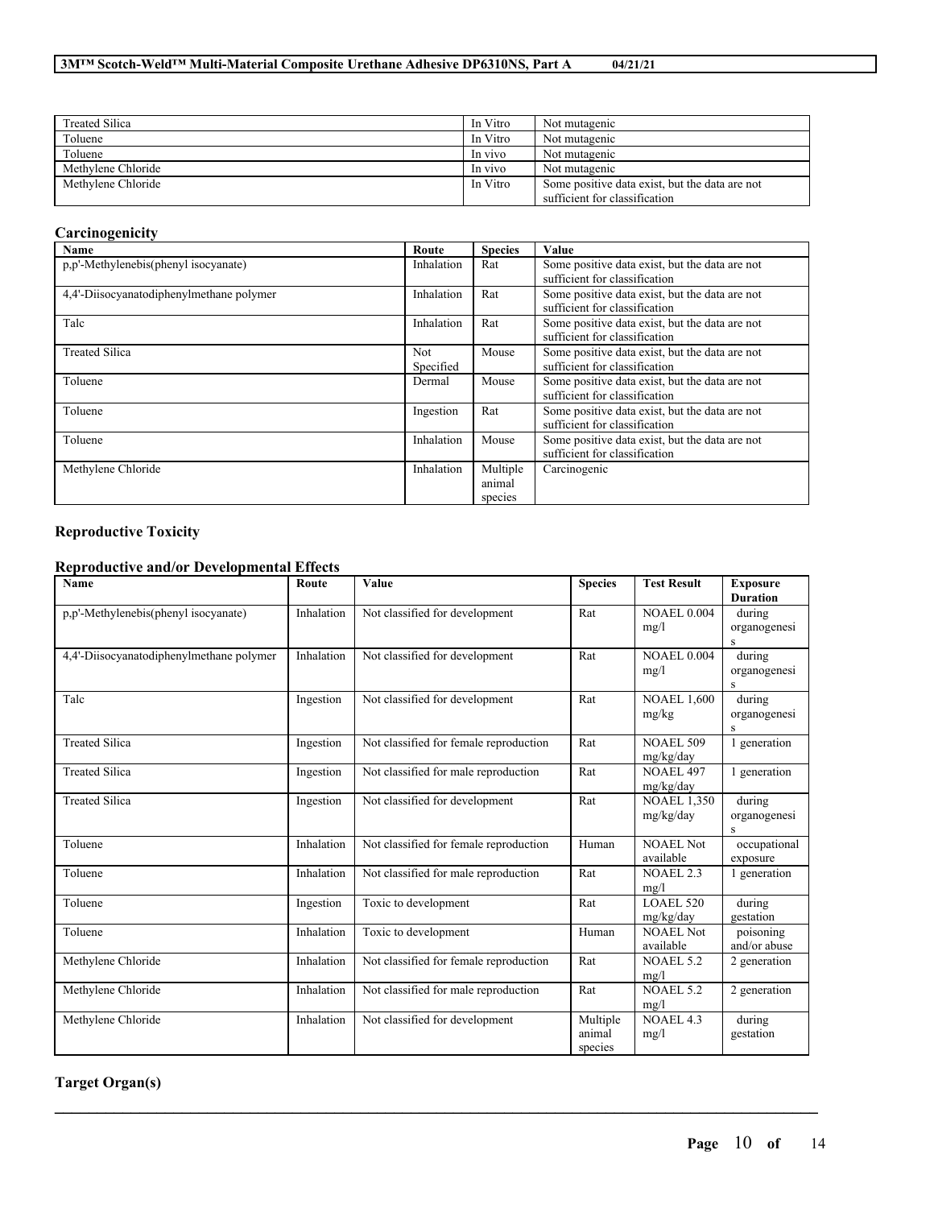| Treated Silica | In Vitro | Not mutagenic |
| --- | --- | --- |
| Toluene | In Vitro | Not mutagenic |
| Toluene | In vivo | Not mutagenic |
| Methylene Chloride | In vivo | Not mutagenic |
| Methylene Chloride | In Vitro | Some positive data exist, but the data are not sufficient for classification |

### Carcinogenicity

| Name | Route | Species | Value |
| --- | --- | --- | --- |
| p,p'-Methylenebis(phenyl isocyanate) | Inhalation | Rat | Some positive data exist, but the data are not sufficient for classification |
| 4,4'-Diisocyanatodiphenylmethane polymer | Inhalation | Rat | Some positive data exist, but the data are not sufficient for classification |
| Talc | Inhalation | Rat | Some positive data exist, but the data are not sufficient for classification |
| Treated Silica | Not Specified | Mouse | Some positive data exist, but the data are not sufficient for classification |
| Toluene | Dermal | Mouse | Some positive data exist, but the data are not sufficient for classification |
| Toluene | Ingestion | Rat | Some positive data exist, but the data are not sufficient for classification |
| Toluene | Inhalation | Mouse | Some positive data exist, but the data are not sufficient for classification |
| Methylene Chloride | Inhalation | Multiple animal species | Carcinogenic |

### Reproductive Toxicity

### Reproductive and/or Developmental Effects

| Name | Route | Value | Species | Test Result | Exposure Duration |
| --- | --- | --- | --- | --- | --- |
| p,p'-Methylenebis(phenyl isocyanate) | Inhalation | Not classified for development | Rat | NOAEL 0.004 mg/l | during organogenesis |
| 4,4'-Diisocyanatodiphenylmethane polymer | Inhalation | Not classified for development | Rat | NOAEL 0.004 mg/l | during organogenesis |
| Talc | Ingestion | Not classified for development | Rat | NOAEL 1,600 mg/kg | during organogenesis |
| Treated Silica | Ingestion | Not classified for female reproduction | Rat | NOAEL 509 mg/kg/day | 1 generation |
| Treated Silica | Ingestion | Not classified for male reproduction | Rat | NOAEL 497 mg/kg/day | 1 generation |
| Treated Silica | Ingestion | Not classified for development | Rat | NOAEL 1,350 mg/kg/day | during organogenesis |
| Toluene | Inhalation | Not classified for female reproduction | Human | NOAEL Not available | occupational exposure |
| Toluene | Inhalation | Not classified for male reproduction | Rat | NOAEL 2.3 mg/l | 1 generation |
| Toluene | Ingestion | Toxic to development | Rat | LOAEL 520 mg/kg/day | during gestation |
| Toluene | Inhalation | Toxic to development | Human | NOAEL Not available | poisoning and/or abuse |
| Methylene Chloride | Inhalation | Not classified for female reproduction | Rat | NOAEL 5.2 mg/l | 2 generation |
| Methylene Chloride | Inhalation | Not classified for male reproduction | Rat | NOAEL 5.2 mg/l | 2 generation |
| Methylene Chloride | Inhalation | Not classified for development | Multiple animal species | NOAEL 4.3 mg/l | during gestation |

### Target Organ(s)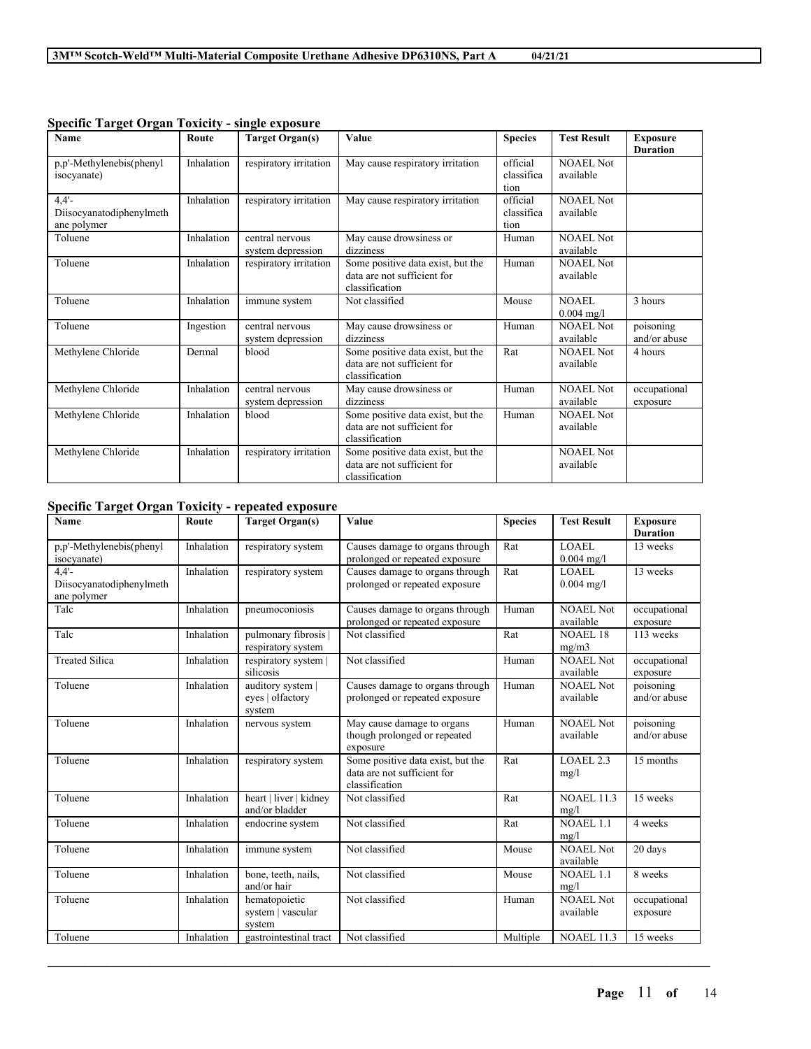### Specific Target Organ Toxicity - single exposure

| Name | Route | Target Organ(s) | Value | Species | Test Result | Exposure Duration |
|---|---|---|---|---|---|---|
| p,p'-Methylenebis(phenyl isocyanate) | Inhalation | respiratory irritation | May cause respiratory irritation | official classification | NOAEL Not available | |
| 4,4'-Diisocyanatodiphenylmethane polymer | Inhalation | respiratory irritation | May cause respiratory irritation | official classification | NOAEL Not available | |
| Toluene | Inhalation | central nervous system depression | May cause drowsiness or dizziness | Human | NOAEL Not available | |
| Toluene | Inhalation | respiratory irritation | Some positive data exist, but the data are not sufficient for classification | Human | NOAEL Not available | |
| Toluene | Inhalation | immune system | Not classified | Mouse | NOAEL 0.004 mg/l | 3 hours |
| Toluene | Ingestion | central nervous system depression | May cause drowsiness or dizziness | Human | NOAEL Not available | poisoning and/or abuse |
| Methylene Chloride | Dermal | blood | Some positive data exist, but the data are not sufficient for classification | Rat | NOAEL Not available | 4 hours |
| Methylene Chloride | Inhalation | central nervous system depression | May cause drowsiness or dizziness | Human | NOAEL Not available | occupational exposure |
| Methylene Chloride | Inhalation | blood | Some positive data exist, but the data are not sufficient for classification | Human | NOAEL Not available | |
| Methylene Chloride | Inhalation | respiratory irritation | Some positive data exist, but the data are not sufficient for classification | | NOAEL Not available | |

### Specific Target Organ Toxicity - repeated exposure

| Name | Route | Target Organ(s) | Value | Species | Test Result | Exposure Duration |
|---|---|---|---|---|---|---|
| p,p'-Methylenebis(phenyl isocyanate) | Inhalation | respiratory system | Causes damage to organs through prolonged or repeated exposure | Rat | LOAEL 0.004 mg/l | 13 weeks |
| 4,4'-Diisocyanatodiphenylmethane polymer | Inhalation | respiratory system | Causes damage to organs through prolonged or repeated exposure | Rat | LOAEL 0.004 mg/l | 13 weeks |
| Talc | Inhalation | pneumoconiosis | Causes damage to organs through prolonged or repeated exposure | Human | NOAEL Not available | occupational exposure |
| Talc | Inhalation | pulmonary fibrosis \| respiratory system | Not classified | Rat | NOAEL 18 mg/m3 | 113 weeks |
| Treated Silica | Inhalation | respiratory system \| silicosis | Not classified | Human | NOAEL Not available | occupational exposure |
| Toluene | Inhalation | auditory system \| eyes \| olfactory system | Causes damage to organs through prolonged or repeated exposure | Human | NOAEL Not available | poisoning and/or abuse |
| Toluene | Inhalation | nervous system | May cause damage to organs though prolonged or repeated exposure | Human | NOAEL Not available | poisoning and/or abuse |
| Toluene | Inhalation | respiratory system | Some positive data exist, but the data are not sufficient for classification | Rat | LOAEL 2.3 mg/l | 15 months |
| Toluene | Inhalation | heart \| liver \| kidney and/or bladder | Not classified | Rat | NOAEL 11.3 mg/l | 15 weeks |
| Toluene | Inhalation | endocrine system | Not classified | Rat | NOAEL 1.1 mg/l | 4 weeks |
| Toluene | Inhalation | immune system | Not classified | Mouse | NOAEL Not available | 20 days |
| Toluene | Inhalation | bone, teeth, nails, and/or hair | Not classified | Mouse | NOAEL 1.1 mg/l | 8 weeks |
| Toluene | Inhalation | hematopoietic system \| vascular system | Not classified | Human | NOAEL Not available | occupational exposure |
| Toluene | Inhalation | gastrointestinal tract | Not classified | Multiple | NOAEL 11.3 | 15 weeks |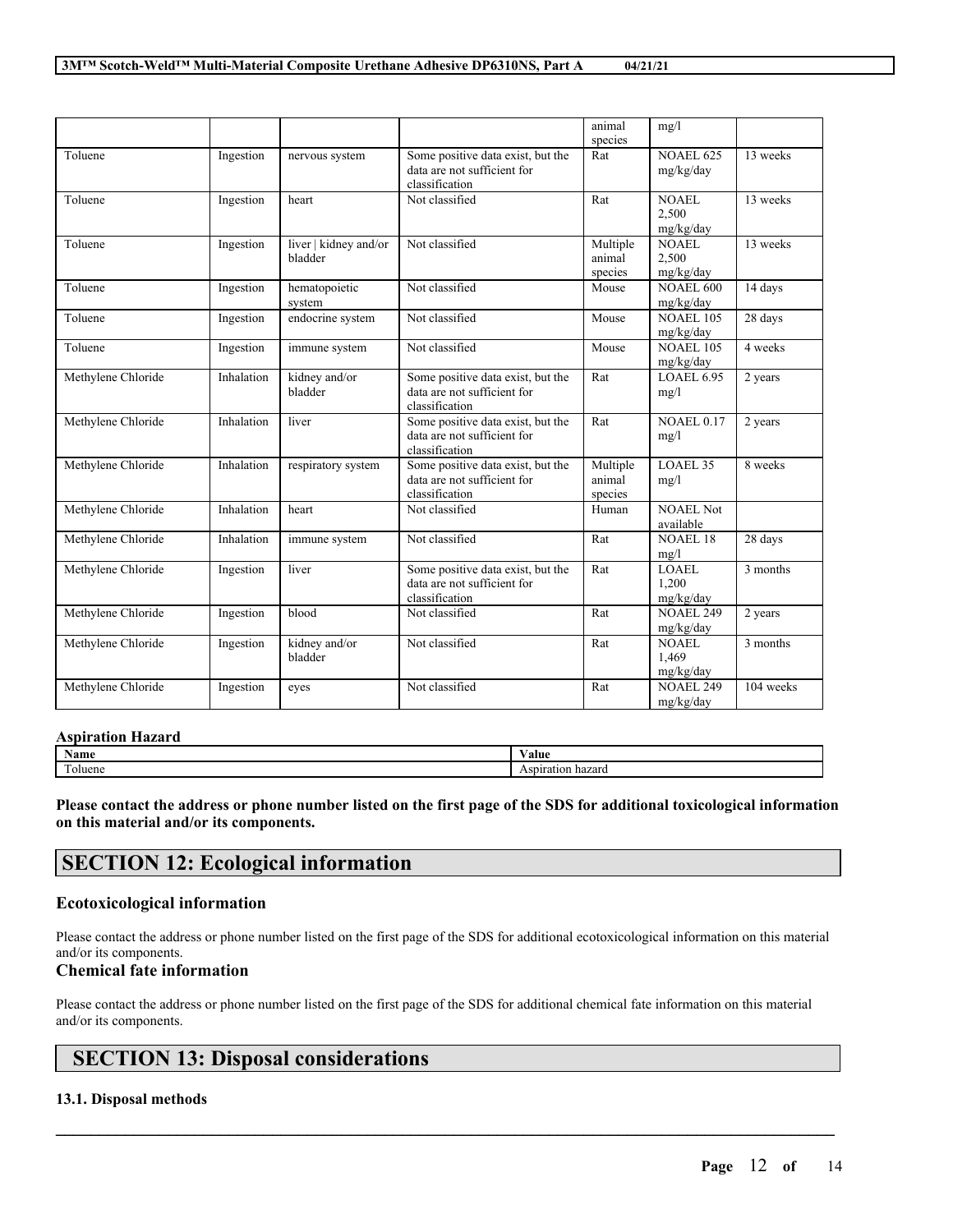| | | | | animal species | mg/l | |
|---|---|---|---|---|---|---|
| Toluene | Ingestion | nervous system | Some positive data exist, but the data are not sufficient for classification | Rat | NOAEL 625 mg/kg/day | 13 weeks |
| Toluene | Ingestion | heart | Not classified | Rat | NOAEL 2,500 mg/kg/day | 13 weeks |
| Toluene | Ingestion | liver \| kidney and/or bladder | Not classified | Multiple animal species | NOAEL 2,500 mg/kg/day | 13 weeks |
| Toluene | Ingestion | hematopoietic system | Not classified | Mouse | NOAEL 600 mg/kg/day | 14 days |
| Toluene | Ingestion | endocrine system | Not classified | Mouse | NOAEL 105 mg/kg/day | 28 days |
| Toluene | Ingestion | immune system | Not classified | Mouse | NOAEL 105 mg/kg/day | 4 weeks |
| Methylene Chloride | Inhalation | kidney and/or bladder | Some positive data exist, but the data are not sufficient for classification | Rat | LOAEL 6.95 mg/l | 2 years |
| Methylene Chloride | Inhalation | liver | Some positive data exist, but the data are not sufficient for classification | Rat | NOAEL 0.17 mg/l | 2 years |
| Methylene Chloride | Inhalation | respiratory system | Some positive data exist, but the data are not sufficient for classification | Multiple animal species | LOAEL 35 mg/l | 8 weeks |
| Methylene Chloride | Inhalation | heart | Not classified | Human | NOAEL Not available | |
| Methylene Chloride | Inhalation | immune system | Not classified | Rat | NOAEL 18 mg/l | 28 days |
| Methylene Chloride | Ingestion | liver | Some positive data exist, but the data are not sufficient for classification | Rat | LOAEL 1,200 mg/kg/day | 3 months |
| Methylene Chloride | Ingestion | blood | Not classified | Rat | NOAEL 249 mg/kg/day | 2 years |
| Methylene Chloride | Ingestion | kidney and/or bladder | Not classified | Rat | NOAEL 1,469 mg/kg/day | 3 months |
| Methylene Chloride | Ingestion | eyes | Not classified | Rat | NOAEL 249 mg/kg/day | 104 weeks |

**Aspiration Hazard**

| Name | Value |
|---|---|
| Toluene | Aspiration hazard |

**Please contact the address or phone number listed on the first page of the SDS for additional toxicological information on this material and/or its components.**

# SECTION 12: Ecological information

### Ecotoxicological information

Please contact the address or phone number listed on the first page of the SDS for additional ecotoxicological information on this material and/or its components.

### Chemical fate information

Please contact the address or phone number listed on the first page of the SDS for additional chemical fate information on this material and/or its components.

# SECTION 13: Disposal considerations

#### 13.1. Disposal methods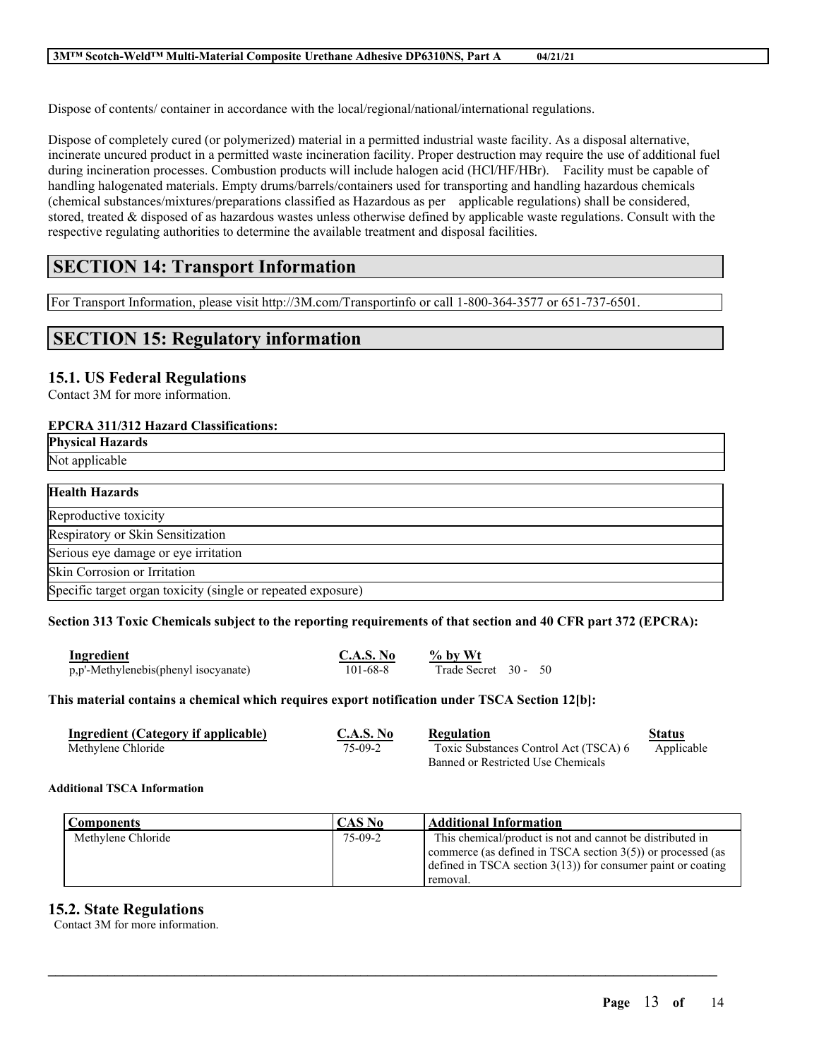Dispose of contents/ container in accordance with the local/regional/national/international regulations.

Dispose of completely cured (or polymerized) material in a permitted industrial waste facility. As a disposal alternative, incinerate uncured product in a permitted waste incineration facility. Proper destruction may require the use of additional fuel during incineration processes. Combustion products will include halogen acid (HCl/HF/HBr). Facility must be capable of handling halogenated materials. Empty drums/barrels/containers used for transporting and handling hazardous chemicals (chemical substances/mixtures/preparations classified as Hazardous as per applicable regulations) shall be considered, stored, treated & disposed of as hazardous wastes unless otherwise defined by applicable waste regulations. Consult with the respective regulating authorities to determine the available treatment and disposal facilities.

# SECTION 14: Transport Information

For Transport Information, please visit http://3M.com/Transportinfo or call 1-800-364-3577 or 651-737-6501.

# SECTION 15: Regulatory information

## 15.1. US Federal Regulations

Contact 3M for more information.

**EPCRA 311/312 Hazard Classifications:**

| Physical Hazards |
|---|
| Not applicable |

| Health Hazards |
|---|
| Reproductive toxicity |
| Respiratory or Skin Sensitization |
| Serious eye damage or eye irritation |
| Skin Corrosion or Irritation |
| Specific target organ toxicity (single or repeated exposure) |

**Section 313 Toxic Chemicals subject to the reporting requirements of that section and 40 CFR part 372 (EPCRA):**

| Ingredient | C.A.S. No | % by Wt |
|---|---|---|
| p,p'-Methylenebis(phenyl isocyanate) | 101-68-8 | Trade Secret 30 - 50 |

**This material contains a chemical which requires export notification under TSCA Section 12[b]:**

| Ingredient (Category if applicable) | C.A.S. No | Regulation | Status |
|---|---|---|---|
| Methylene Chloride | 75-09-2 | Toxic Substances Control Act (TSCA) 6 Banned or Restricted Use Chemicals | Applicable |

**Additional TSCA Information**

| Components | CAS No | Additional Information |
|---|---|---|
| Methylene Chloride | 75-09-2 | This chemical/product is not and cannot be distributed in commerce (as defined in TSCA section 3(5)) or processed (as defined in TSCA section 3(13)) for consumer paint or coating removal. |

## 15.2. State Regulations

Contact 3M for more information.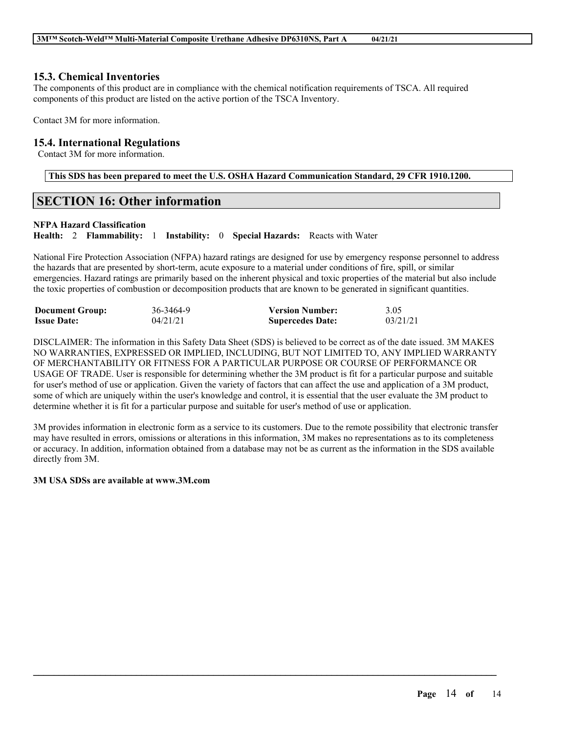## 15.3. Chemical Inventories

The components of this product are in compliance with the chemical notification requirements of TSCA. All required components of this product are listed on the active portion of the TSCA Inventory.

Contact 3M for more information.

## 15.4. International Regulations

Contact 3M for more information.

**This SDS has been prepared to meet the U.S. OSHA Hazard Communication Standard, 29 CFR 1910.1200.**

# SECTION 16: Other information

**NFPA Hazard Classification**

**Health:** 2 **Flammability:** 1 **Instability:** 0 **Special Hazards:** Reacts with Water

National Fire Protection Association (NFPA) hazard ratings are designed for use by emergency response personnel to address the hazards that are presented by short-term, acute exposure to a material under conditions of fire, spill, or similar emergencies. Hazard ratings are primarily based on the inherent physical and toxic properties of the material but also include the toxic properties of combustion or decomposition products that are known to be generated in significant quantities.

| | | | |
|---|---|---|---|
| **Document Group:** | 36-3464-9 | **Version Number:** | 3.05 |
| **Issue Date:** | 04/21/21 | **Supercedes Date:** | 03/21/21 |

DISCLAIMER: The information in this Safety Data Sheet (SDS) is believed to be correct as of the date issued. 3M MAKES NO WARRANTIES, EXPRESSED OR IMPLIED, INCLUDING, BUT NOT LIMITED TO, ANY IMPLIED WARRANTY OF MERCHANTABILITY OR FITNESS FOR A PARTICULAR PURPOSE OR COURSE OF PERFORMANCE OR USAGE OF TRADE. User is responsible for determining whether the 3M product is fit for a particular purpose and suitable for user's method of use or application. Given the variety of factors that can affect the use and application of a 3M product, some of which are uniquely within the user's knowledge and control, it is essential that the user evaluate the 3M product to determine whether it is fit for a particular purpose and suitable for user's method of use or application.

3M provides information in electronic form as a service to its customers. Due to the remote possibility that electronic transfer may have resulted in errors, omissions or alterations in this information, 3M makes no representations as to its completeness or accuracy. In addition, information obtained from a database may not be as current as the information in the SDS available directly from 3M.

**3M USA SDSs are available at www.3M.com**